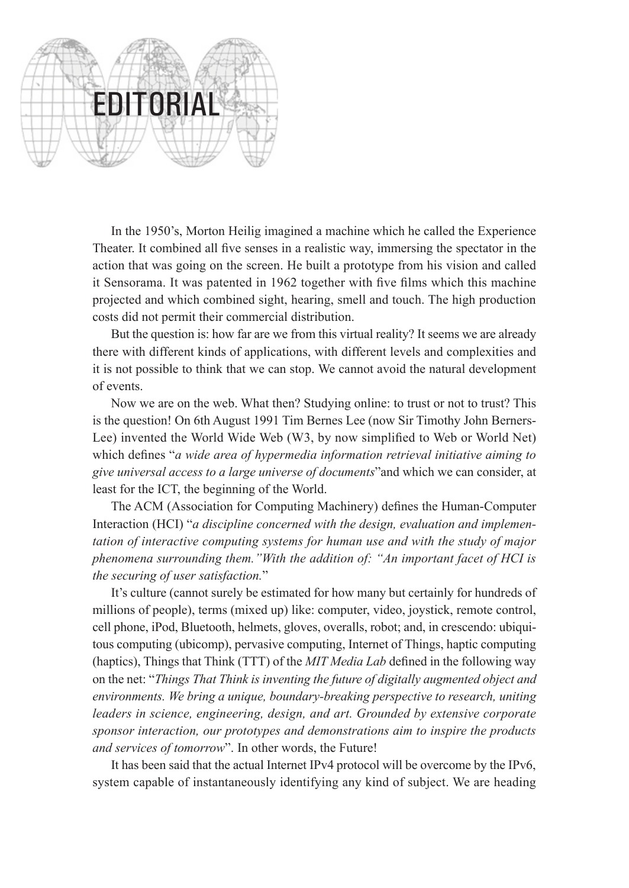# EDITORIAL

In the 1950's, Morton Heilig imagined a machine which he called the Experience Theater. It combined all five senses in a realistic way, immersing the spectator in the action that was going on the screen. He built a prototype from his vision and called it Sensorama. It was patented in 1962 together with five films which this machine projected and which combined sight, hearing, smell and touch. The high production costs did not permit their commercial distribution.

But the question is: how far are we from this virtual reality? It seems we are already there with different kinds of applications, with different levels and complexities and it is not possible to think that we can stop. We cannot avoid the natural development of events.

Now we are on the web. What then? Studying online: to trust or not to trust? This is the question! On 6th August 1991 Tim Bernes Lee (now Sir Timothy John Berners-Lee) invented the World Wide Web (W3, by now simplified to Web or World Net) which defines "*a wide area of hypermedia information retrieval initiative aiming to give universal access to a large universe of documents*"and which we can consider, at least for the ICT, the beginning of the World.

The ACM (Association for Computing Machinery) defines the Human-Computer Interaction (HCI) "*a discipline concerned with the design, evaluation and implementation of interactive computing systems for human use and with the study of major phenomena surrounding them."With the addition of: "An important facet of HCI is the securing of user satisfaction.*"

It's culture (cannot surely be estimated for how many but certainly for hundreds of millions of people), terms (mixed up) like: computer, video, joystick, remote control, cell phone, iPod, Bluetooth, helmets, gloves, overalls, robot; and, in crescendo: ubiquitous computing (ubicomp), pervasive computing, Internet of Things, haptic computing (haptics), Things that Think (TTT) of the *MIT Media Lab* defined in the following way on the net: "*Things That Think is inventing the future of digitally augmented object and environments. We bring a unique, boundary-breaking perspective to research, uniting leaders in science, engineering, design, and art. Grounded by extensive corporate sponsor interaction, our prototypes and demonstrations aim to inspire the products and services of tomorrow*". In other words, the Future!

It has been said that the actual Internet IPv4 protocol will be overcome by the IPv6, system capable of instantaneously identifying any kind of subject. We are heading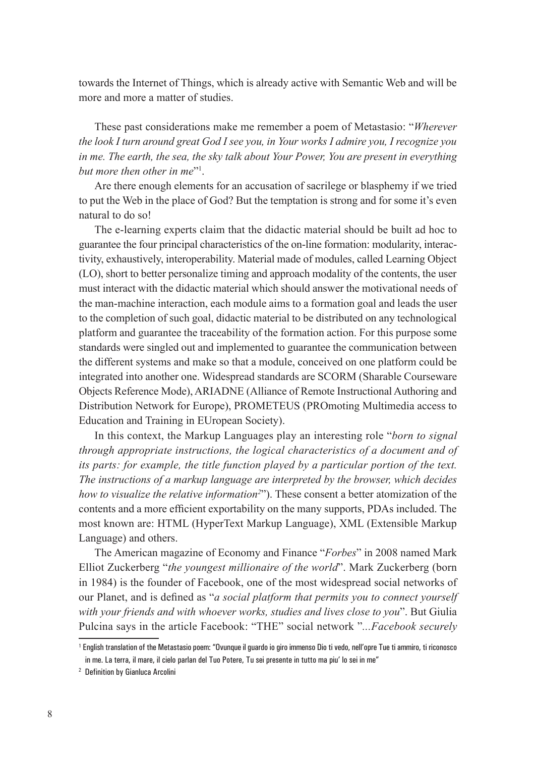towards the Internet of Things, which is already active with Semantic Web and will be more and more a matter of studies.

These past considerations make me remember a poem of Metastasio: "*Wherever the look I turn around great God I see you, in Your works I admire you, I recognize you in me. The earth, the sea, the sky talk about Your Power, You are present in everything but more then other in me*"[1].

Are there enough elements for an accusation of sacrilege or blasphemy if we tried to put the Web in the place of God? But the temptation is strong and for some it's even natural to do so!

The e-learning experts claim that the didactic material should be built ad hoc to guarantee the four principal characteristics of the on-line formation: modularity, interactivity, exhaustively, interoperability. Material made of modules, called Learning Object (LO), short to better personalize timing and approach modality of the contents, the user must interact with the didactic material which should answer the motivational needs of the man-machine interaction, each module aims to a formation goal and leads the user to the completion of such goal, didactic material to be distributed on any technological platform and guarantee the traceability of the formation action. For this purpose some standards were singled out and implemented to guarantee the communication between the different systems and make so that a module, conceived on one platform could be integrated into another one. Widespread standards are SCORM (Sharable Courseware Objects Reference Mode), ARIADNE (Alliance of Remote Instructional Authoring and Distribution Network for Europe), PROMETEUS (PROmoting Multimedia access to Education and Training in EUropean Society).

In this context, the Markup Languages play an interesting role "*born to signal through appropriate instructions, the logical characteristics of a document and of its parts: for example, the title function played by a particular portion of the text. The instructions of a markup language are interpreted by the browser, which decides how to visualize the relative information*[2]"). These consent a better atomization of the contents and a more efficient exportability on the many supports, PDAs included. The most known are: HTML (HyperText Markup Language), XML (Extensible Markup Language) and others.

The American magazine of Economy and Finance "*Forbes*" in 2008 named Mark Elliot Zuckerberg "*the youngest millionaire of the world*". Mark Zuckerberg (born in 1984) is the founder of Facebook, one of the most widespread social networks of our Planet, and is defined as "*a social platform that permits you to connect yourself with your friends and with whoever works, studies and lives close to you*". But Giulia Pulcina says in the article Facebook: "THE" social network "*...Facebook securely*

---

[1] English translation of the Metastasio poem: "Ovunque il guardo io giro immenso Dio ti vedo, nell'opre Tue ti ammiro, ti riconosco in me. La terra, il mare, il cielo parlan del Tuo Potere, Tu sei presente in tutto ma piu' lo sei in me"

[2] Definition by Gianluca Arcolini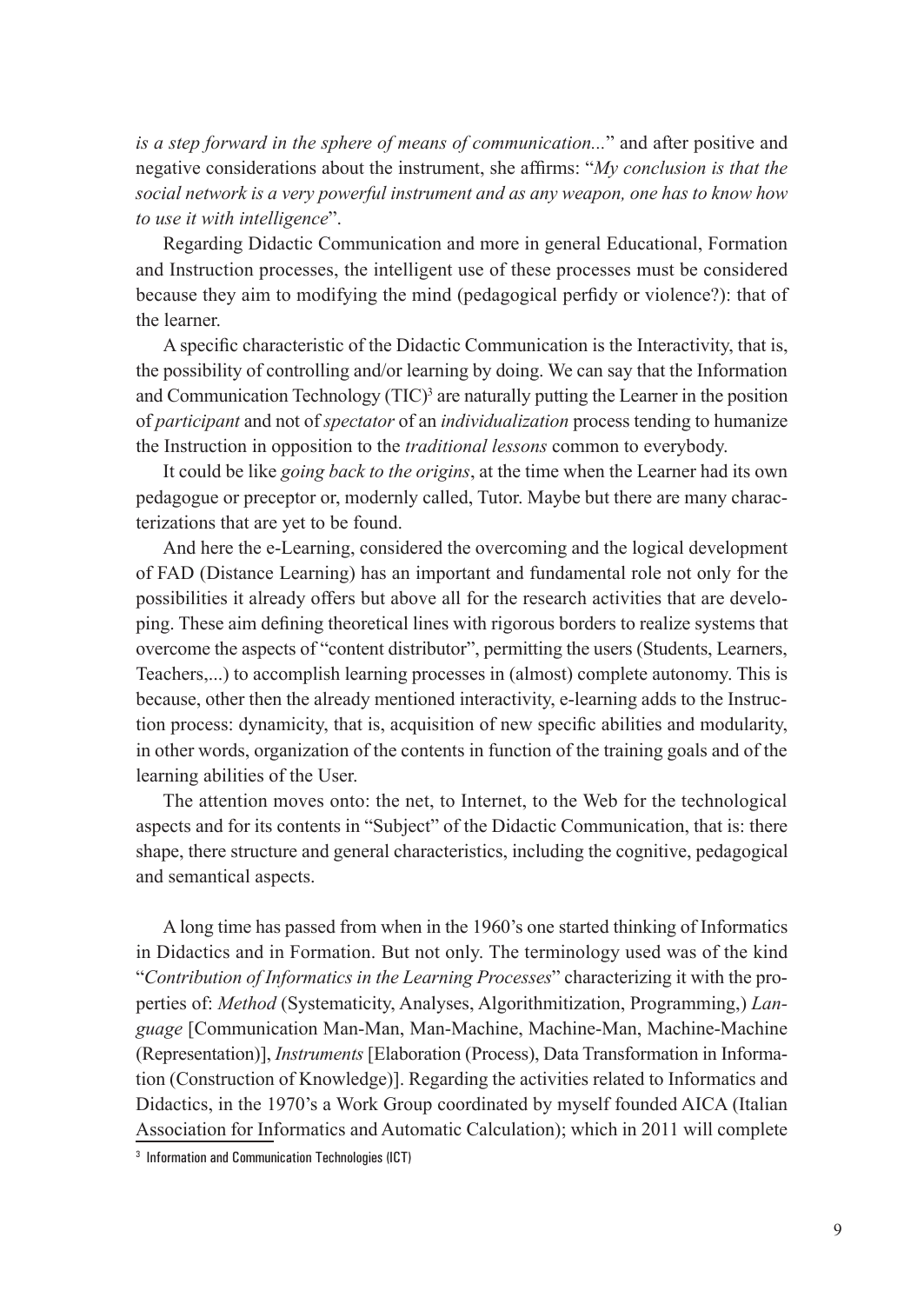*is a step forward in the sphere of means of communication...*" and after positive and negative considerations about the instrument, she affirms: "*My conclusion is that the social network is a very powerful instrument and as any weapon, one has to know how to use it with intelligence*".

Regarding Didactic Communication and more in general Educational, Formation and Instruction processes, the intelligent use of these processes must be considered because they aim to modifying the mind (pedagogical perfidy or violence?): that of the learner.

A specific characteristic of the Didactic Communication is the Interactivity, that is, the possibility of controlling and/or learning by doing. We can say that the Information and Communication Technology (TIC)[3] are naturally putting the Learner in the position of *participant* and not of *spectator* of an *individualization* process tending to humanize the Instruction in opposition to the *traditional lessons* common to everybody.

It could be like *going back to the origins*, at the time when the Learner had its own pedagogue or preceptor or, modernly called, Tutor. Maybe but there are many characterizations that are yet to be found.

And here the e-Learning, considered the overcoming and the logical development of FAD (Distance Learning) has an important and fundamental role not only for the possibilities it already offers but above all for the research activities that are developing. These aim defining theoretical lines with rigorous borders to realize systems that overcome the aspects of "content distributor", permitting the users (Students, Learners, Teachers,...) to accomplish learning processes in (almost) complete autonomy. This is because, other then the already mentioned interactivity, e-learning adds to the Instruction process: dynamicity, that is, acquisition of new specific abilities and modularity, in other words, organization of the contents in function of the training goals and of the learning abilities of the User.

The attention moves onto: the net, to Internet, to the Web for the technological aspects and for its contents in "Subject" of the Didactic Communication, that is: there shape, there structure and general characteristics, including the cognitive, pedagogical and semantical aspects.

A long time has passed from when in the 1960's one started thinking of Informatics in Didactics and in Formation. But not only. The terminology used was of the kind "*Contribution of Informatics in the Learning Processes*" characterizing it with the properties of: *Method* (Systematicity, Analyses, Algorithmitization, Programming,) *Language* [Communication Man-Man, Man-Machine, Machine-Man, Machine-Machine (Representation)], *Instruments* [Elaboration (Process), Data Transformation in Information (Construction of Knowledge)]. Regarding the activities related to Informatics and Didactics, in the 1970's a Work Group coordinated by myself founded AICA (Italian Association for Informatics and Automatic Calculation); which in 2011 will complete

[3] Information and Communication Technologies (ICT)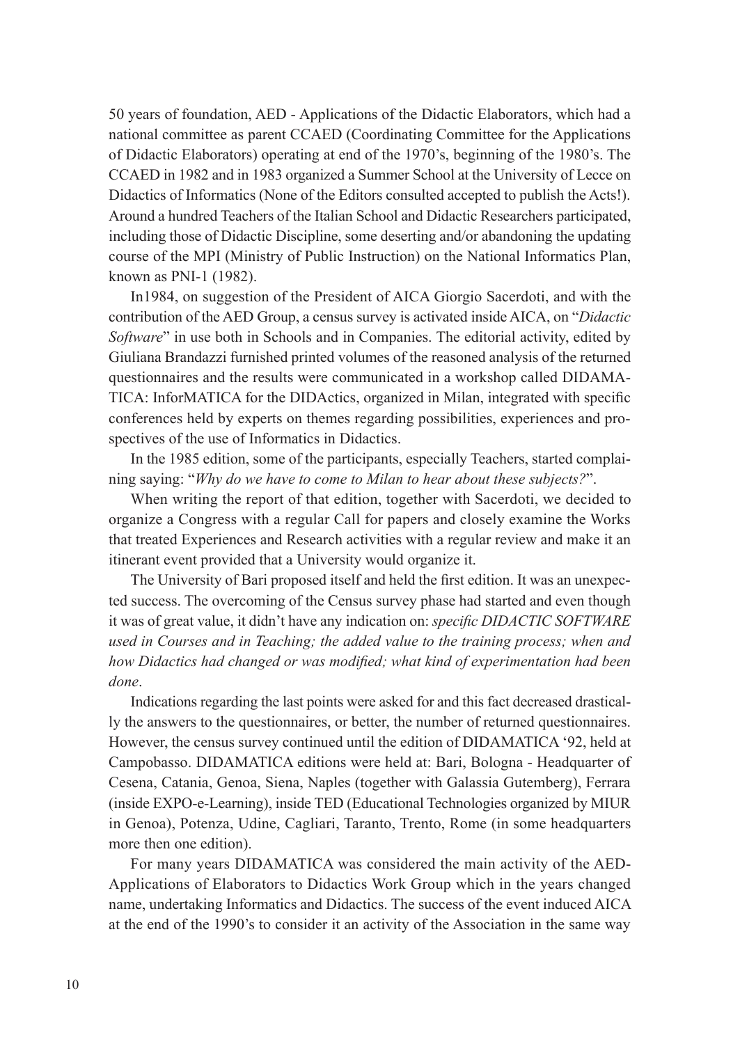50 years of foundation, AED - Applications of the Didactic Elaborators, which had a national committee as parent CCAED (Coordinating Committee for the Applications of Didactic Elaborators) operating at end of the 1970's, beginning of the 1980's. The CCAED in 1982 and in 1983 organized a Summer School at the University of Lecce on Didactics of Informatics (None of the Editors consulted accepted to publish the Acts!). Around a hundred Teachers of the Italian School and Didactic Researchers participated, including those of Didactic Discipline, some deserting and/or abandoning the updating course of the MPI (Ministry of Public Instruction) on the National Informatics Plan, known as PNI-1 (1982).

In1984, on suggestion of the President of AICA Giorgio Sacerdoti, and with the contribution of the AED Group, a census survey is activated inside AICA, on "*Didactic Software*" in use both in Schools and in Companies. The editorial activity, edited by Giuliana Brandazzi furnished printed volumes of the reasoned analysis of the returned questionnaires and the results were communicated in a workshop called DIDAMATICA: InforMATICA for the DIDActics, organized in Milan, integrated with specific conferences held by experts on themes regarding possibilities, experiences and prospectives of the use of Informatics in Didactics.

In the 1985 edition, some of the participants, especially Teachers, started complaining saying: "*Why do we have to come to Milan to hear about these subjects?*".

When writing the report of that edition, together with Sacerdoti, we decided to organize a Congress with a regular Call for papers and closely examine the Works that treated Experiences and Research activities with a regular review and make it an itinerant event provided that a University would organize it.

The University of Bari proposed itself and held the first edition. It was an unexpected success. The overcoming of the Census survey phase had started and even though it was of great value, it didn't have any indication on: *specific DIDACTIC SOFTWARE used in Courses and in Teaching; the added value to the training process; when and how Didactics had changed or was modified; what kind of experimentation had been done*.

Indications regarding the last points were asked for and this fact decreased drastically the answers to the questionnaires, or better, the number of returned questionnaires. However, the census survey continued until the edition of DIDAMATICA '92, held at Campobasso. DIDAMATICA editions were held at: Bari, Bologna - Headquarter of Cesena, Catania, Genoa, Siena, Naples (together with Galassia Gutemberg), Ferrara (inside EXPO-e-Learning), inside TED (Educational Technologies organized by MIUR in Genoa), Potenza, Udine, Cagliari, Taranto, Trento, Rome (in some headquarters more then one edition).

For many years DIDAMATICA was considered the main activity of the AED-Applications of Elaborators to Didactics Work Group which in the years changed name, undertaking Informatics and Didactics. The success of the event induced AICA at the end of the 1990's to consider it an activity of the Association in the same way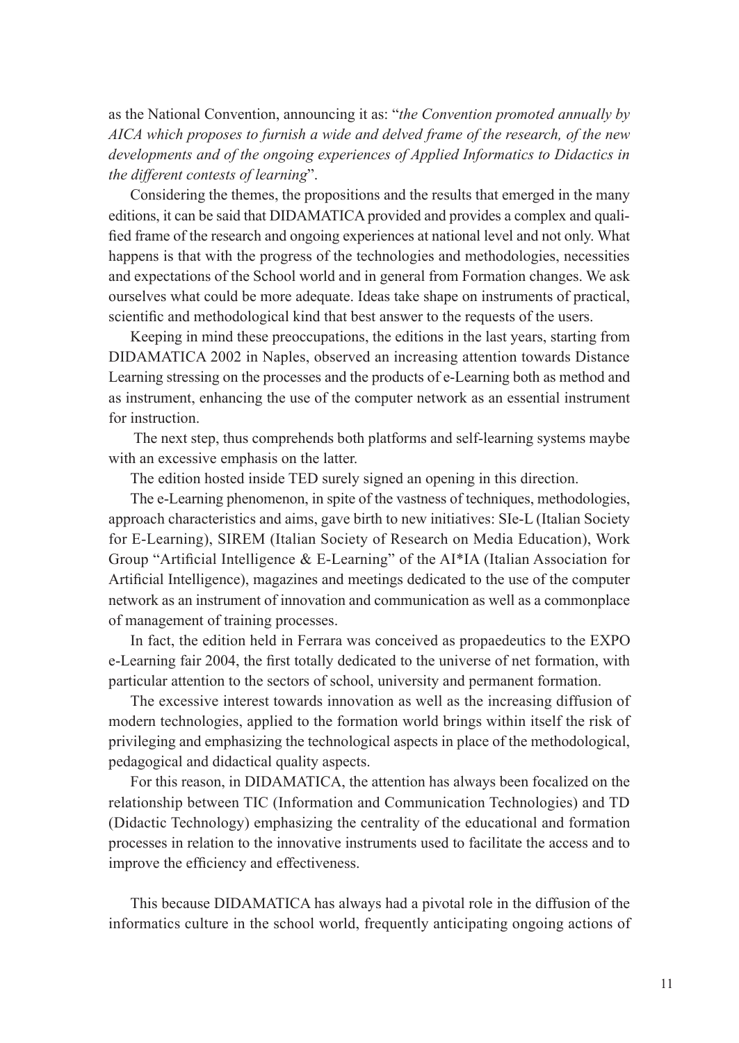as the National Convention, announcing it as: "*the Convention promoted annually by AICA which proposes to furnish a wide and delved frame of the research, of the new developments and of the ongoing experiences of Applied Informatics to Didactics in the different contests of learning*".

Considering the themes, the propositions and the results that emerged in the many editions, it can be said that DIDAMATICA provided and provides a complex and qualified frame of the research and ongoing experiences at national level and not only. What happens is that with the progress of the technologies and methodologies, necessities and expectations of the School world and in general from Formation changes. We ask ourselves what could be more adequate. Ideas take shape on instruments of practical, scientific and methodological kind that best answer to the requests of the users.

Keeping in mind these preoccupations, the editions in the last years, starting from DIDAMATICA 2002 in Naples, observed an increasing attention towards Distance Learning stressing on the processes and the products of e-Learning both as method and as instrument, enhancing the use of the computer network as an essential instrument for instruction.

The next step, thus comprehends both platforms and self-learning systems maybe with an excessive emphasis on the latter.

The edition hosted inside TED surely signed an opening in this direction.

The e-Learning phenomenon, in spite of the vastness of techniques, methodologies, approach characteristics and aims, gave birth to new initiatives: SIe-L (Italian Society for E-Learning), SIREM (Italian Society of Research on Media Education), Work Group "Artificial Intelligence & E-Learning" of the AI*IA (Italian Association for Artificial Intelligence), magazines and meetings dedicated to the use of the computer network as an instrument of innovation and communication as well as a commonplace of management of training processes.

In fact, the edition held in Ferrara was conceived as propaedeutics to the EXPO e-Learning fair 2004, the first totally dedicated to the universe of net formation, with particular attention to the sectors of school, university and permanent formation.

The excessive interest towards innovation as well as the increasing diffusion of modern technologies, applied to the formation world brings within itself the risk of privileging and emphasizing the technological aspects in place of the methodological, pedagogical and didactical quality aspects.

For this reason, in DIDAMATICA, the attention has always been focalized on the relationship between TIC (Information and Communication Technologies) and TD (Didactic Technology) emphasizing the centrality of the educational and formation processes in relation to the innovative instruments used to facilitate the access and to improve the efficiency and effectiveness.

This because DIDAMATICA has always had a pivotal role in the diffusion of the informatics culture in the school world, frequently anticipating ongoing actions of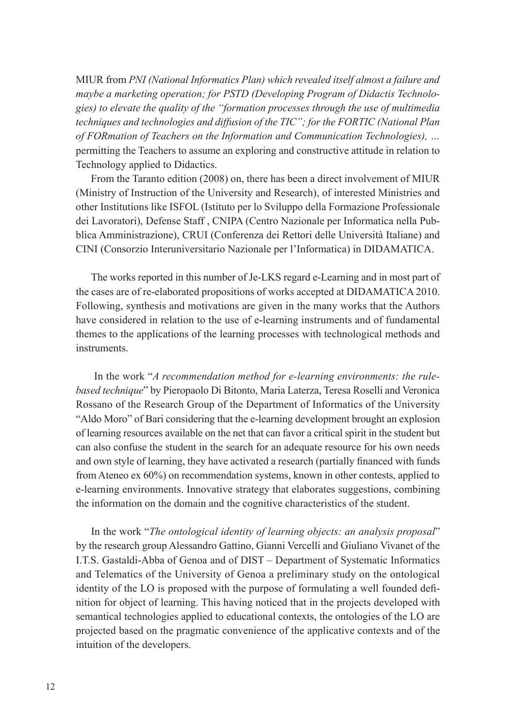MIUR from *PNI (National Informatics Plan) which revealed itself almost a failure and maybe a marketing operation; for PSTD (Developing Program of Didactis Technologies) to elevate the quality of the "formation processes through the use of multimedia techniques and technologies and diffusion of the TIC"; for the FORTIC (National Plan of FORmation of Teachers on the Information and Communication Technologies), …* permitting the Teachers to assume an exploring and constructive attitude in relation to Technology applied to Didactics.

From the Taranto edition (2008) on, there has been a direct involvement of MIUR (Ministry of Instruction of the University and Research), of interested Ministries and other Institutions like ISFOL (Istituto per lo Sviluppo della Formazione Professionale dei Lavoratori), Defense Staff , CNIPA (Centro Nazionale per Informatica nella Pubblica Amministrazione), CRUI (Conferenza dei Rettori delle Università Italiane) and CINI (Consorzio Interuniversitario Nazionale per l'Informatica) in DIDAMATICA.

The works reported in this number of Je-LKS regard e-Learning and in most part of the cases are of re-elaborated propositions of works accepted at DIDAMATICA 2010. Following, synthesis and motivations are given in the many works that the Authors have considered in relation to the use of e-learning instruments and of fundamental themes to the applications of the learning processes with technological methods and instruments.

In the work "*A recommendation method for e-learning environments: the rule-based technique*" by Pieropaolo Di Bitonto, Maria Laterza, Teresa Roselli and Veronica Rossano of the Research Group of the Department of Informatics of the University "Aldo Moro" of Bari considering that the e-learning development brought an explosion of learning resources available on the net that can favor a critical spirit in the student but can also confuse the student in the search for an adequate resource for his own needs and own style of learning, they have activated a research (partially financed with funds from Ateneo ex 60%) on recommendation systems, known in other contests, applied to e-learning environments. Innovative strategy that elaborates suggestions, combining the information on the domain and the cognitive characteristics of the student.

In the work "*The ontological identity of learning objects: an analysis proposal*" by the research group Alessandro Gattino, Gianni Vercelli and Giuliano Vivanet of the I.T.S. Gastaldi-Abba of Genoa and of DIST – Department of Systematic Informatics and Telematics of the University of Genoa a preliminary study on the ontological identity of the LO is proposed with the purpose of formulating a well founded definition for object of learning. This having noticed that in the projects developed with semantical technologies applied to educational contexts, the ontologies of the LO are projected based on the pragmatic convenience of the applicative contexts and of the intuition of the developers.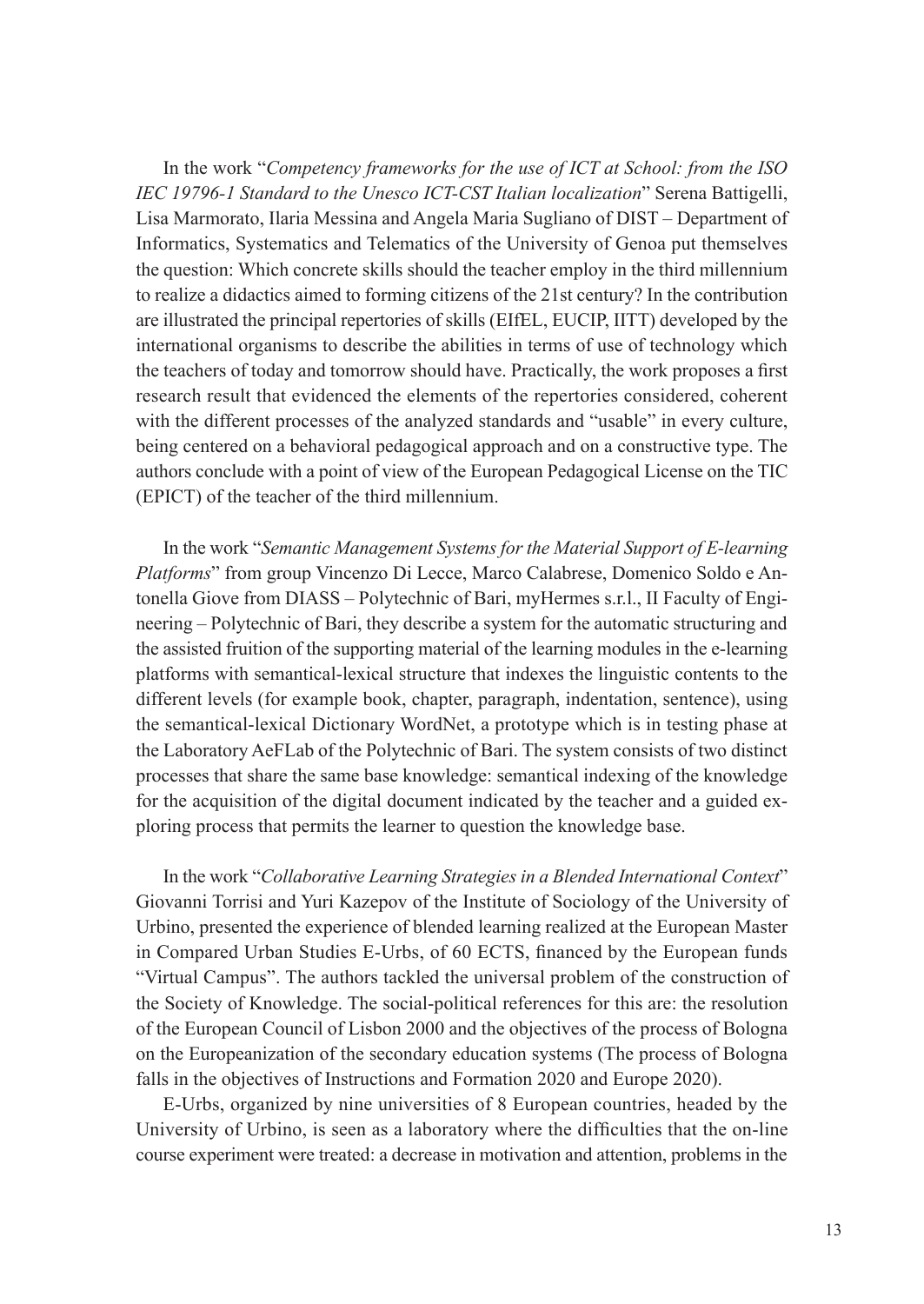In the work "*Competency frameworks for the use of ICT at School: from the ISO IEC 19796-1 Standard to the Unesco ICT-CST Italian localization*" Serena Battigelli, Lisa Marmorato, Ilaria Messina and Angela Maria Sugliano of DIST – Department of Informatics, Systematics and Telematics of the University of Genoa put themselves the question: Which concrete skills should the teacher employ in the third millennium to realize a didactics aimed to forming citizens of the 21st century? In the contribution are illustrated the principal repertories of skills (EIfEL, EUCIP, IITT) developed by the international organisms to describe the abilities in terms of use of technology which the teachers of today and tomorrow should have. Practically, the work proposes a first research result that evidenced the elements of the repertories considered, coherent with the different processes of the analyzed standards and "usable" in every culture, being centered on a behavioral pedagogical approach and on a constructive type. The authors conclude with a point of view of the European Pedagogical License on the TIC (EPICT) of the teacher of the third millennium.

In the work "*Semantic Management Systems for the Material Support of E-learning Platforms*" from group Vincenzo Di Lecce, Marco Calabrese, Domenico Soldo e Antonella Giove from DIASS – Polytechnic of Bari, myHermes s.r.l., II Faculty of Engineering – Polytechnic of Bari, they describe a system for the automatic structuring and the assisted fruition of the supporting material of the learning modules in the e-learning platforms with semantical-lexical structure that indexes the linguistic contents to the different levels (for example book, chapter, paragraph, indentation, sentence), using the semantical-lexical Dictionary WordNet, a prototype which is in testing phase at the Laboratory AeFLab of the Polytechnic of Bari. The system consists of two distinct processes that share the same base knowledge: semantical indexing of the knowledge for the acquisition of the digital document indicated by the teacher and a guided exploring process that permits the learner to question the knowledge base.

In the work "*Collaborative Learning Strategies in a Blended International Context*" Giovanni Torrisi and Yuri Kazepov of the Institute of Sociology of the University of Urbino, presented the experience of blended learning realized at the European Master in Compared Urban Studies E-Urbs, of 60 ECTS, financed by the European funds "Virtual Campus". The authors tackled the universal problem of the construction of the Society of Knowledge. The social-political references for this are: the resolution of the European Council of Lisbon 2000 and the objectives of the process of Bologna on the Europeanization of the secondary education systems (The process of Bologna falls in the objectives of Instructions and Formation 2020 and Europe 2020).

E-Urbs, organized by nine universities of 8 European countries, headed by the University of Urbino, is seen as a laboratory where the difficulties that the on-line course experiment were treated: a decrease in motivation and attention, problems in the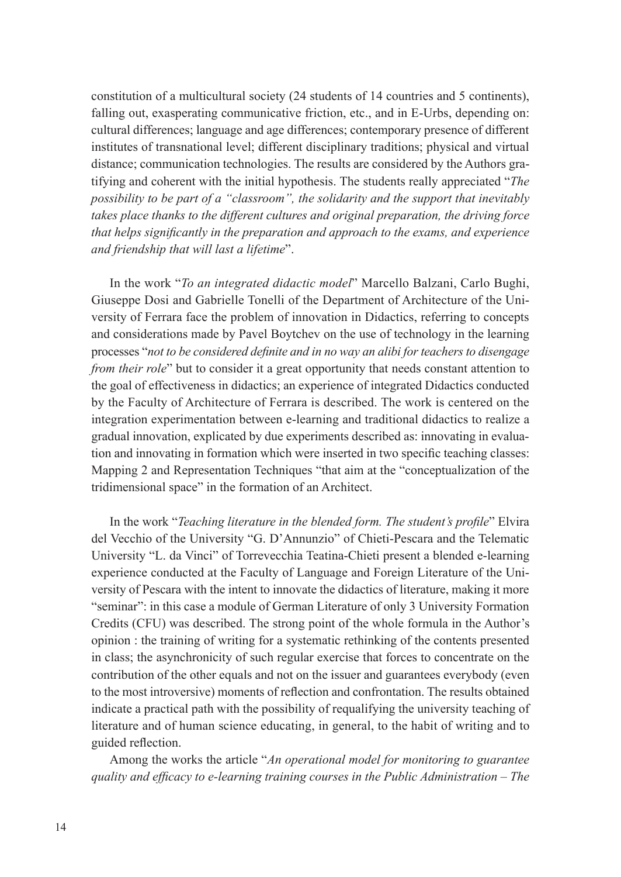constitution of a multicultural society (24 students of 14 countries and 5 continents), falling out, exasperating communicative friction, etc., and in E-Urbs, depending on: cultural differences; language and age differences; contemporary presence of different institutes of transnational level; different disciplinary traditions; physical and virtual distance; communication technologies. The results are considered by the Authors gratifying and coherent with the initial hypothesis. The students really appreciated "*The possibility to be part of a "classroom", the solidarity and the support that inevitably takes place thanks to the different cultures and original preparation, the driving force that helps significantly in the preparation and approach to the exams, and experience and friendship that will last a lifetime*".

In the work "*To an integrated didactic model*" Marcello Balzani, Carlo Bughi, Giuseppe Dosi and Gabrielle Tonelli of the Department of Architecture of the University of Ferrara face the problem of innovation in Didactics, referring to concepts and considerations made by Pavel Boytchev on the use of technology in the learning processes "*not to be considered definite and in no way an alibi for teachers to disengage from their role*" but to consider it a great opportunity that needs constant attention to the goal of effectiveness in didactics; an experience of integrated Didactics conducted by the Faculty of Architecture of Ferrara is described. The work is centered on the integration experimentation between e-learning and traditional didactics to realize a gradual innovation, explicated by due experiments described as: innovating in evaluation and innovating in formation which were inserted in two specific teaching classes: Mapping 2 and Representation Techniques "that aim at the "conceptualization of the tridimensional space" in the formation of an Architect.

In the work "*Teaching literature in the blended form. The student's profile*" Elvira del Vecchio of the University "G. D'Annunzio" of Chieti-Pescara and the Telematic University "L. da Vinci" of Torrevecchia Teatina-Chieti present a blended e-learning experience conducted at the Faculty of Language and Foreign Literature of the University of Pescara with the intent to innovate the didactics of literature, making it more "seminar": in this case a module of German Literature of only 3 University Formation Credits (CFU) was described. The strong point of the whole formula in the Author's opinion : the training of writing for a systematic rethinking of the contents presented in class; the asynchronicity of such regular exercise that forces to concentrate on the contribution of the other equals and not on the issuer and guarantees everybody (even to the most introversive) moments of reflection and confrontation. The results obtained indicate a practical path with the possibility of requalifying the university teaching of literature and of human science educating, in general, to the habit of writing and to guided reflection.

Among the works the article "*An operational model for monitoring to guarantee quality and efficacy to e-learning training courses in the Public Administration – The*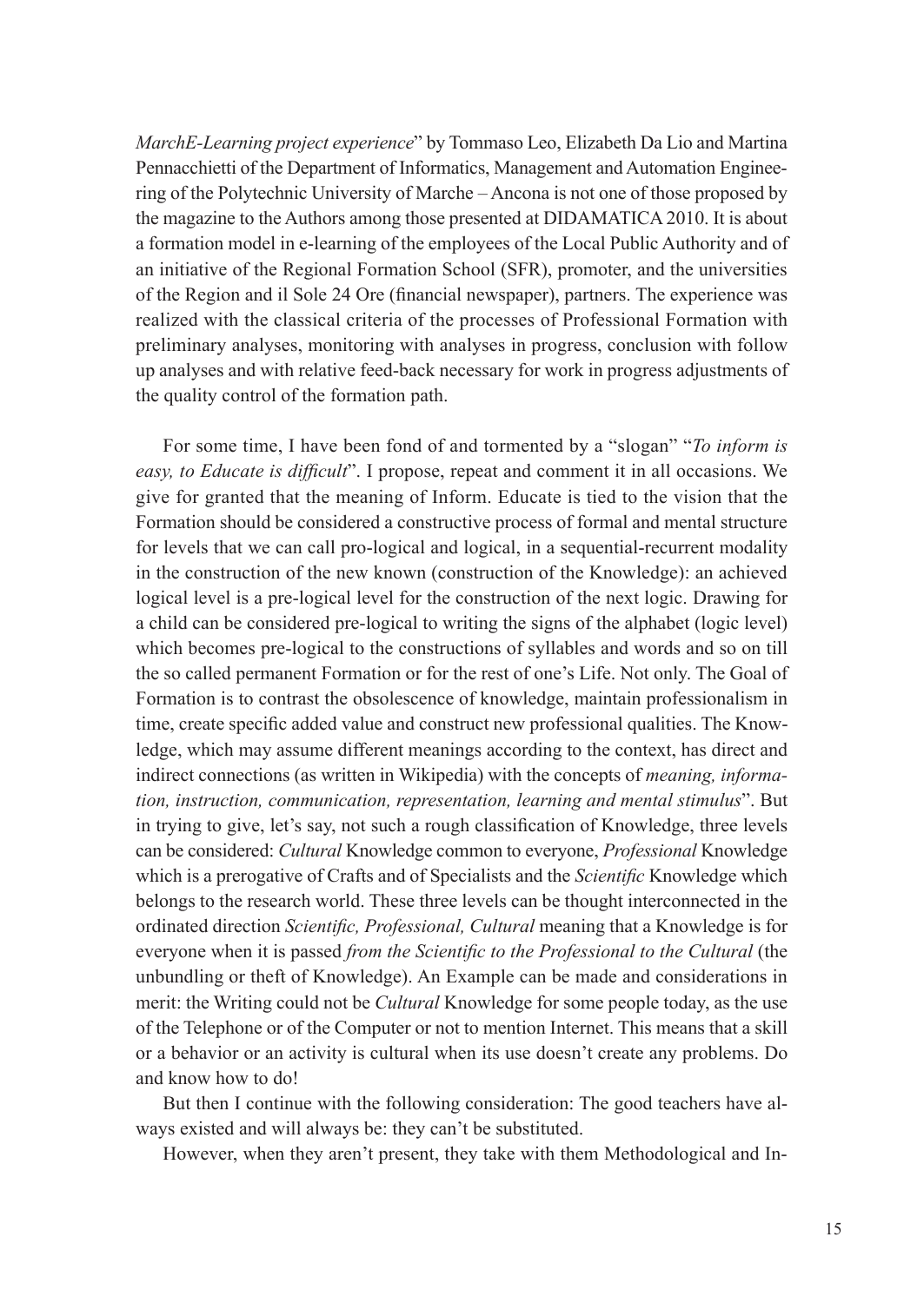*MarchE-Learning project experience*" by Tommaso Leo, Elizabeth Da Lio and Martina Pennacchietti of the Department of Informatics, Management and Automation Engineering of the Polytechnic University of Marche – Ancona is not one of those proposed by the magazine to the Authors among those presented at DIDAMATICA 2010. It is about a formation model in e-learning of the employees of the Local Public Authority and of an initiative of the Regional Formation School (SFR), promoter, and the universities of the Region and il Sole 24 Ore (financial newspaper), partners. The experience was realized with the classical criteria of the processes of Professional Formation with preliminary analyses, monitoring with analyses in progress, conclusion with follow up analyses and with relative feed-back necessary for work in progress adjustments of the quality control of the formation path.

For some time, I have been fond of and tormented by a "slogan" "*To inform is easy, to Educate is difficult*". I propose, repeat and comment it in all occasions. We give for granted that the meaning of Inform. Educate is tied to the vision that the Formation should be considered a constructive process of formal and mental structure for levels that we can call pro-logical and logical, in a sequential-recurrent modality in the construction of the new known (construction of the Knowledge): an achieved logical level is a pre-logical level for the construction of the next logic. Drawing for a child can be considered pre-logical to writing the signs of the alphabet (logic level) which becomes pre-logical to the constructions of syllables and words and so on till the so called permanent Formation or for the rest of one's Life. Not only. The Goal of Formation is to contrast the obsolescence of knowledge, maintain professionalism in time, create specific added value and construct new professional qualities. The Knowledge, which may assume different meanings according to the context, has direct and indirect connections (as written in Wikipedia) with the concepts of *meaning, information, instruction, communication, representation, learning and mental stimulus*". But in trying to give, let's say, not such a rough classification of Knowledge, three levels can be considered: *Cultural* Knowledge common to everyone, *Professional* Knowledge which is a prerogative of Crafts and of Specialists and the *Scientific* Knowledge which belongs to the research world. These three levels can be thought interconnected in the ordinated direction *Scientific, Professional, Cultural* meaning that a Knowledge is for everyone when it is passed *from the Scientific to the Professional to the Cultural* (the unbundling or theft of Knowledge). An Example can be made and considerations in merit: the Writing could not be *Cultural* Knowledge for some people today, as the use of the Telephone or of the Computer or not to mention Internet. This means that a skill or a behavior or an activity is cultural when its use doesn't create any problems. Do and know how to do!

But then I continue with the following consideration: The good teachers have always existed and will always be: they can't be substituted.

However, when they aren't present, they take with them Methodological and In-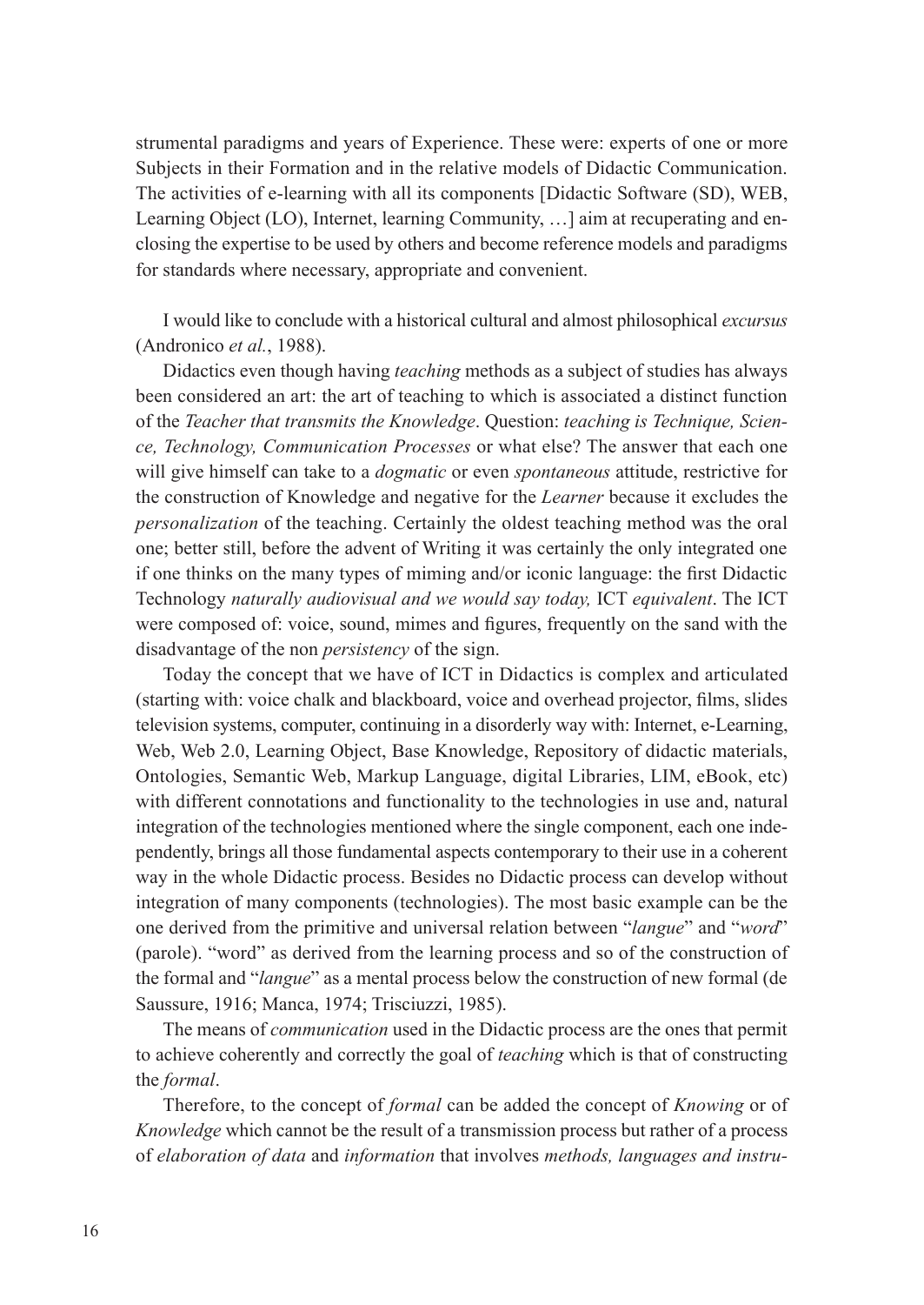strumental paradigms and years of Experience. These were: experts of one or more Subjects in their Formation and in the relative models of Didactic Communication. The activities of e-learning with all its components [Didactic Software (SD), WEB, Learning Object (LO), Internet, learning Community, …] aim at recuperating and enclosing the expertise to be used by others and become reference models and paradigms for standards where necessary, appropriate and convenient.

I would like to conclude with a historical cultural and almost philosophical *excursus* (Andronico *et al.*, 1988).

Didactics even though having *teaching* methods as a subject of studies has always been considered an art: the art of teaching to which is associated a distinct function of the *Teacher that transmits the Knowledge*. Question: *teaching is Technique, Science, Technology, Communication Processes* or what else? The answer that each one will give himself can take to a *dogmatic* or even *spontaneous* attitude, restrictive for the construction of Knowledge and negative for the *Learner* because it excludes the *personalization* of the teaching. Certainly the oldest teaching method was the oral one; better still, before the advent of Writing it was certainly the only integrated one if one thinks on the many types of miming and/or iconic language: the first Didactic Technology *naturally audiovisual and we would say today,* ICT *equivalent*. The ICT were composed of: voice, sound, mimes and figures, frequently on the sand with the disadvantage of the non *persistency* of the sign.

Today the concept that we have of ICT in Didactics is complex and articulated (starting with: voice chalk and blackboard, voice and overhead projector, films, slides television systems, computer, continuing in a disorderly way with: Internet, e-Learning, Web, Web 2.0, Learning Object, Base Knowledge, Repository of didactic materials, Ontologies, Semantic Web, Markup Language, digital Libraries, LIM, eBook, etc) with different connotations and functionality to the technologies in use and, natural integration of the technologies mentioned where the single component, each one independently, brings all those fundamental aspects contemporary to their use in a coherent way in the whole Didactic process. Besides no Didactic process can develop without integration of many components (technologies). The most basic example can be the one derived from the primitive and universal relation between "*langue*" and "*word*" (parole). "word" as derived from the learning process and so of the construction of the formal and "*langue*" as a mental process below the construction of new formal (de Saussure, 1916; Manca, 1974; Trisciuzzi, 1985).

The means of *communication* used in the Didactic process are the ones that permit to achieve coherently and correctly the goal of *teaching* which is that of constructing the *formal*.

Therefore, to the concept of *formal* can be added the concept of *Knowing* or of *Knowledge* which cannot be the result of a transmission process but rather of a process of *elaboration of data* and *information* that involves *methods, languages and instru-*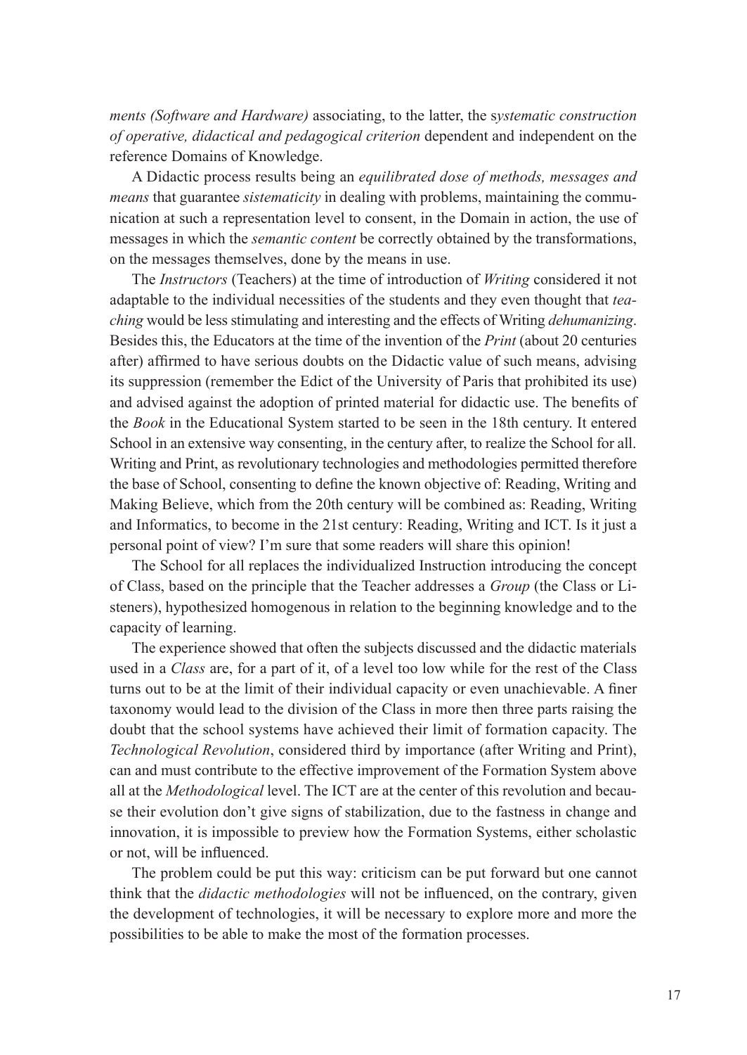*ments (Software and Hardware)* associating, to the latter, the s*ystematic construction of operative, didactical and pedagogical criterion* dependent and independent on the reference Domains of Knowledge.

A Didactic process results being an *equilibrated dose of methods, messages and means* that guarantee *sistematicity* in dealing with problems, maintaining the communication at such a representation level to consent, in the Domain in action, the use of messages in which the *semantic content* be correctly obtained by the transformations, on the messages themselves, done by the means in use.

The *Instructors* (Teachers) at the time of introduction of *Writing* considered it not adaptable to the individual necessities of the students and they even thought that *teaching* would be less stimulating and interesting and the effects of Writing *dehumanizing*. Besides this, the Educators at the time of the invention of the *Print* (about 20 centuries after) affirmed to have serious doubts on the Didactic value of such means, advising its suppression (remember the Edict of the University of Paris that prohibited its use) and advised against the adoption of printed material for didactic use. The benefits of the *Book* in the Educational System started to be seen in the 18th century. It entered School in an extensive way consenting, in the century after, to realize the School for all. Writing and Print, as revolutionary technologies and methodologies permitted therefore the base of School, consenting to define the known objective of: Reading, Writing and Making Believe, which from the 20th century will be combined as: Reading, Writing and Informatics, to become in the 21st century: Reading, Writing and ICT. Is it just a personal point of view? I'm sure that some readers will share this opinion!

The School for all replaces the individualized Instruction introducing the concept of Class, based on the principle that the Teacher addresses a *Group* (the Class or Listeners), hypothesized homogenous in relation to the beginning knowledge and to the capacity of learning.

The experience showed that often the subjects discussed and the didactic materials used in a *Class* are, for a part of it, of a level too low while for the rest of the Class turns out to be at the limit of their individual capacity or even unachievable. A finer taxonomy would lead to the division of the Class in more then three parts raising the doubt that the school systems have achieved their limit of formation capacity. The *Technological Revolution*, considered third by importance (after Writing and Print), can and must contribute to the effective improvement of the Formation System above all at the *Methodological* level. The ICT are at the center of this revolution and because their evolution don't give signs of stabilization, due to the fastness in change and innovation, it is impossible to preview how the Formation Systems, either scholastic or not, will be influenced.

The problem could be put this way: criticism can be put forward but one cannot think that the *didactic methodologies* will not be influenced, on the contrary, given the development of technologies, it will be necessary to explore more and more the possibilities to be able to make the most of the formation processes.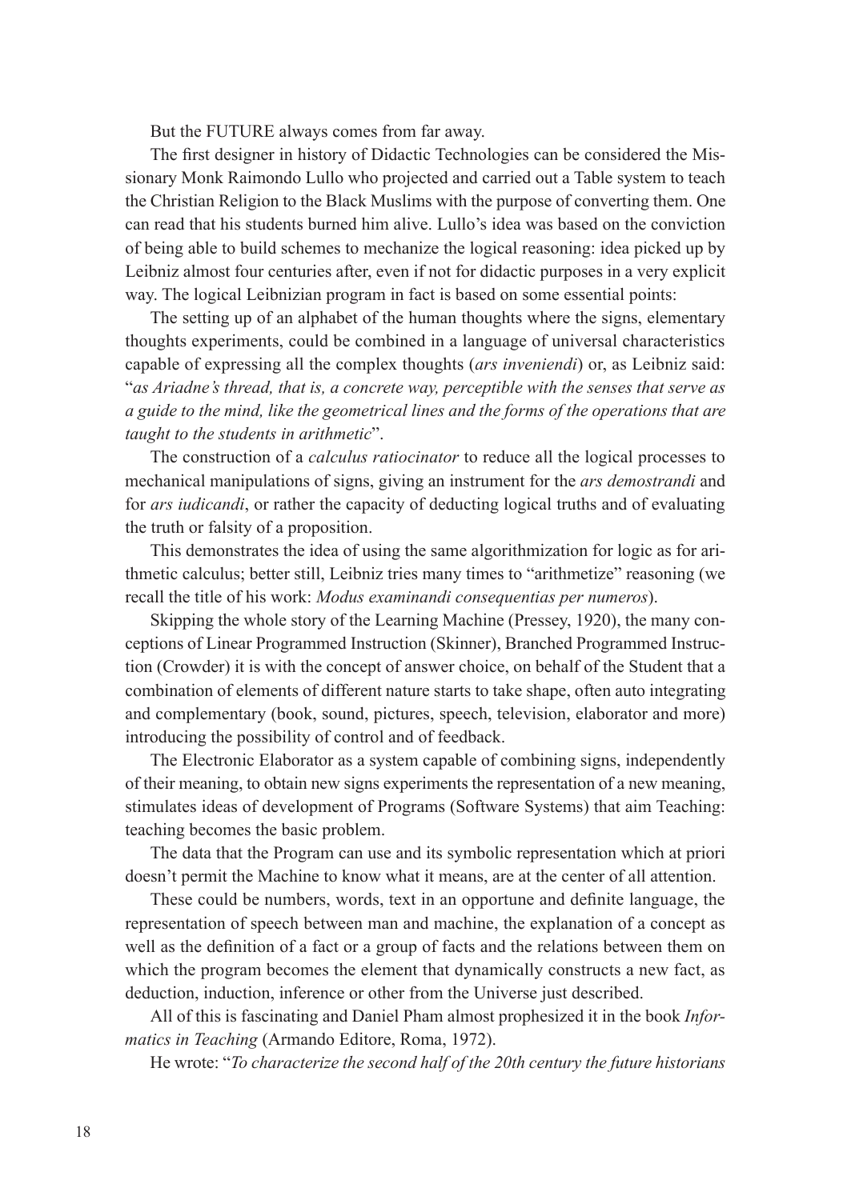But the FUTURE always comes from far away.

The first designer in history of Didactic Technologies can be considered the Missionary Monk Raimondo Lullo who projected and carried out a Table system to teach the Christian Religion to the Black Muslims with the purpose of converting them. One can read that his students burned him alive. Lullo's idea was based on the conviction of being able to build schemes to mechanize the logical reasoning: idea picked up by Leibniz almost four centuries after, even if not for didactic purposes in a very explicit way. The logical Leibnizian program in fact is based on some essential points:

The setting up of an alphabet of the human thoughts where the signs, elementary thoughts experiments, could be combined in a language of universal characteristics capable of expressing all the complex thoughts (*ars inveniendi*) or, as Leibniz said: "*as Ariadne's thread, that is, a concrete way, perceptible with the senses that serve as a guide to the mind, like the geometrical lines and the forms of the operations that are taught to the students in arithmetic*".

The construction of a *calculus ratiocinator* to reduce all the logical processes to mechanical manipulations of signs, giving an instrument for the *ars demostrandi* and for *ars iudicandi*, or rather the capacity of deducting logical truths and of evaluating the truth or falsity of a proposition.

This demonstrates the idea of using the same algorithmization for logic as for arithmetic calculus; better still, Leibniz tries many times to "arithmetize" reasoning (we recall the title of his work: *Modus examinandi consequentias per numeros*).

Skipping the whole story of the Learning Machine (Pressey, 1920), the many conceptions of Linear Programmed Instruction (Skinner), Branched Programmed Instruction (Crowder) it is with the concept of answer choice, on behalf of the Student that a combination of elements of different nature starts to take shape, often auto integrating and complementary (book, sound, pictures, speech, television, elaborator and more) introducing the possibility of control and of feedback.

The Electronic Elaborator as a system capable of combining signs, independently of their meaning, to obtain new signs experiments the representation of a new meaning, stimulates ideas of development of Programs (Software Systems) that aim Teaching: teaching becomes the basic problem.

The data that the Program can use and its symbolic representation which at priori doesn't permit the Machine to know what it means, are at the center of all attention.

These could be numbers, words, text in an opportune and definite language, the representation of speech between man and machine, the explanation of a concept as well as the definition of a fact or a group of facts and the relations between them on which the program becomes the element that dynamically constructs a new fact, as deduction, induction, inference or other from the Universe just described.

All of this is fascinating and Daniel Pham almost prophesized it in the book *Informatics in Teaching* (Armando Editore, Roma, 1972).

He wrote: "*To characterize the second half of the 20th century the future historians*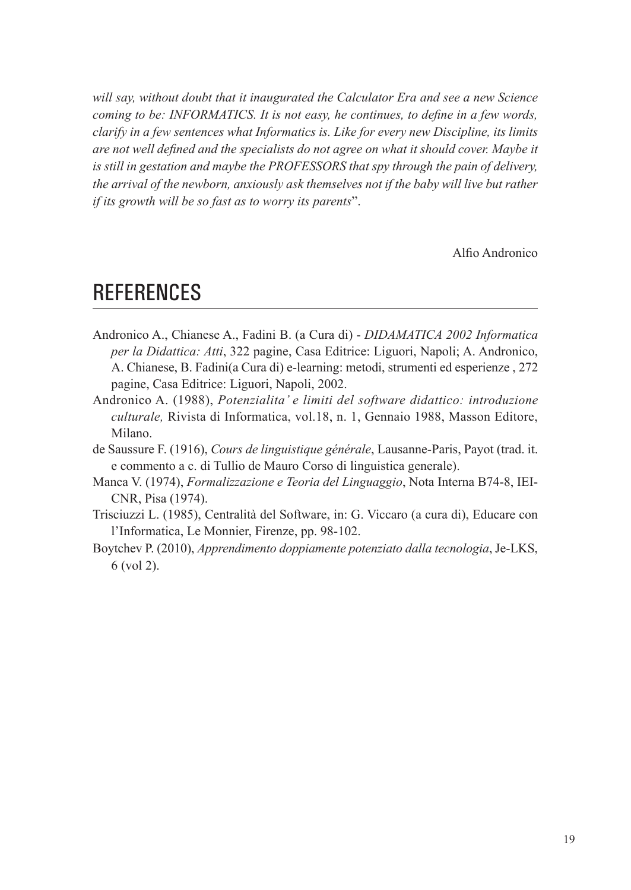*will say, without doubt that it inaugurated the Calculator Era and see a new Science coming to be: INFORMATICS. It is not easy, he continues, to define in a few words, clarify in a few sentences what Informatics is. Like for every new Discipline, its limits are not well defined and the specialists do not agree on what it should cover. Maybe it is still in gestation and maybe the PROFESSORS that spy through the pain of delivery, the arrival of the newborn, anxiously ask themselves not if the baby will live but rather if its growth will be so fast as to worry its parents*".

Alfio Andronico

## REFERENCES

Andronico A., Chianese A., Fadini B. (a Cura di) - *DIDAMATICA 2002 Informatica per la Didattica: Atti*, 322 pagine, Casa Editrice: Liguori, Napoli; A. Andronico, A. Chianese, B. Fadini(a Cura di) e-learning: metodi, strumenti ed esperienze , 272 pagine, Casa Editrice: Liguori, Napoli, 2002.

Andronico A. (1988), *Potenzialita' e limiti del software didattico: introduzione culturale,* Rivista di Informatica, vol.18, n. 1, Gennaio 1988, Masson Editore, Milano.

de Saussure F. (1916), *Cours de linguistique générale*, Lausanne-Paris, Payot (trad. it. e commento a c. di Tullio de Mauro Corso di linguistica generale).

Manca V. (1974), *Formalizzazione e Teoria del Linguaggio*, Nota Interna B74-8, IEI-CNR, Pisa (1974).

Trisciuzzi L. (1985), Centralità del Software, in: G. Viccaro (a cura di), Educare con l'Informatica, Le Monnier, Firenze, pp. 98-102.

Boytchev P. (2010), *Apprendimento doppiamente potenziato dalla tecnologia*, Je-LKS, 6 (vol 2).